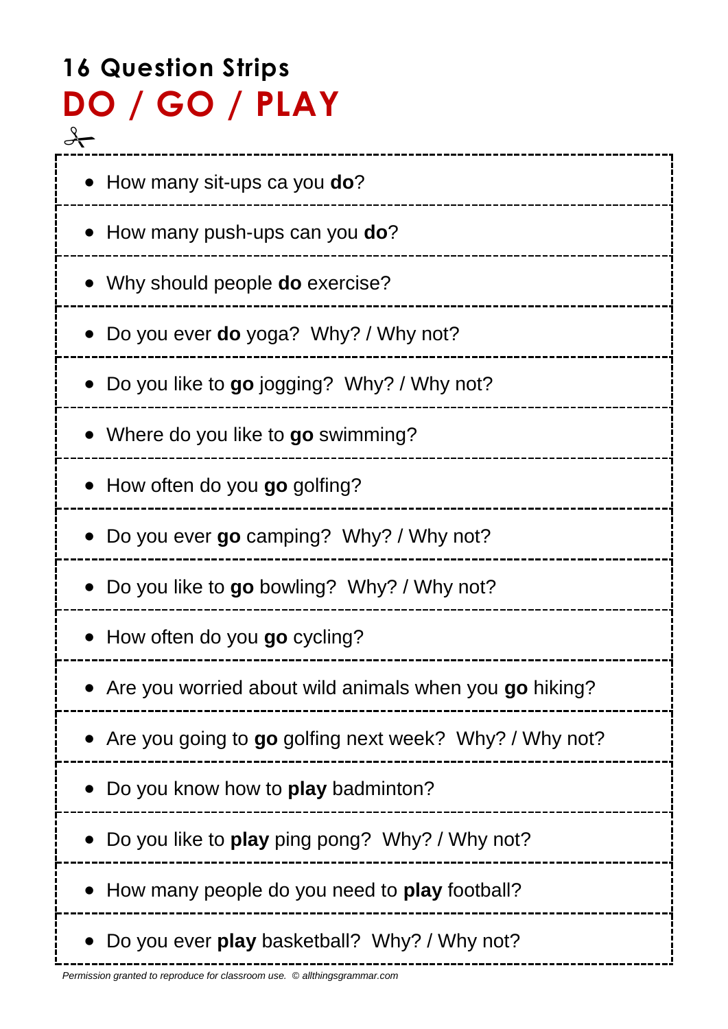## 16 Question Strips

# DO / GO / PLAY

- How many sit-ups ca you **do**?
- How many push-ups can you **do**?
- Why should people **do** exercise?
- Do you ever **do** yoga? Why? / Why not?
- Do you like to **go** jogging? Why? / Why not?
- Where do you like to **go** swimming?
- How often do you **go** golfing?
- Do you ever **go** camping? Why? / Why not?
- Do you like to **go** bowling? Why? / Why not?
- How often do you **go** cycling?
- Are you worried about wild animals when you **go** hiking?
- Are you going to **go** golfing next week? Why? / Why not?
- Do you know how to **play** badminton?
- Do you like to **play** ping pong? Why? / Why not?
- How many people do you need to **play** football?
- Do you ever **play** basketball? Why? / Why not?

*Permission granted to reproduce for classroom use. © allthingsgrammar.com*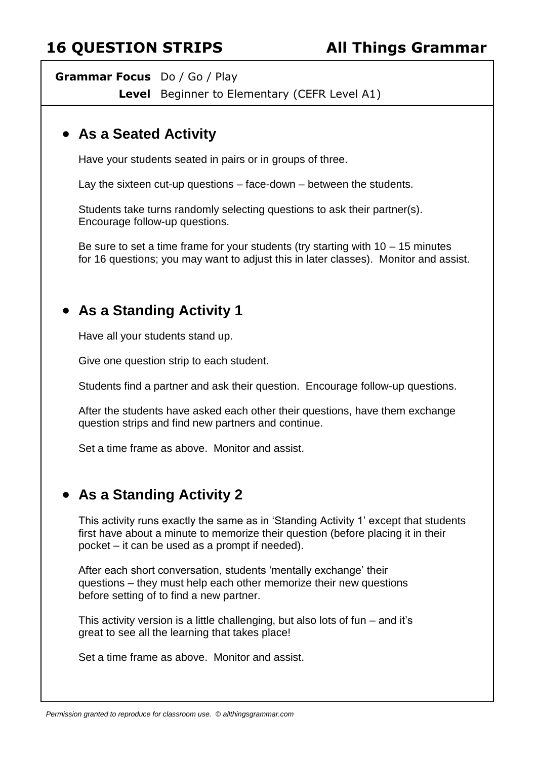# 16 QUESTION STRIPS — All Things Grammar

**Grammar Focus** Do / Go / Play
**Level** Beginner to Elementary (CEFR Level A1)

## • As a Seated Activity

Have your students seated in pairs or in groups of three.

Lay the sixteen cut-up questions – face-down – between the students.

Students take turns randomly selecting questions to ask their partner(s). Encourage follow-up questions.

Be sure to set a time frame for your students (try starting with 10 – 15 minutes for 16 questions; you may want to adjust this in later classes). Monitor and assist.

## • As a Standing Activity 1

Have all your students stand up.

Give one question strip to each student.

Students find a partner and ask their question. Encourage follow-up questions.

After the students have asked each other their questions, have them exchange question strips and find new partners and continue.

Set a time frame as above. Monitor and assist.

## • As a Standing Activity 2

This activity runs exactly the same as in 'Standing Activity 1' except that students first have about a minute to memorize their question (before placing it in their pocket – it can be used as a prompt if needed).

After each short conversation, students 'mentally exchange' their questions – they must help each other memorize their new questions before setting of to find a new partner.

This activity version is a little challenging, but also lots of fun – and it's great to see all the learning that takes place!

Set a time frame as above. Monitor and assist.

*Permission granted to reproduce for classroom use. © allthingsgrammar.com*